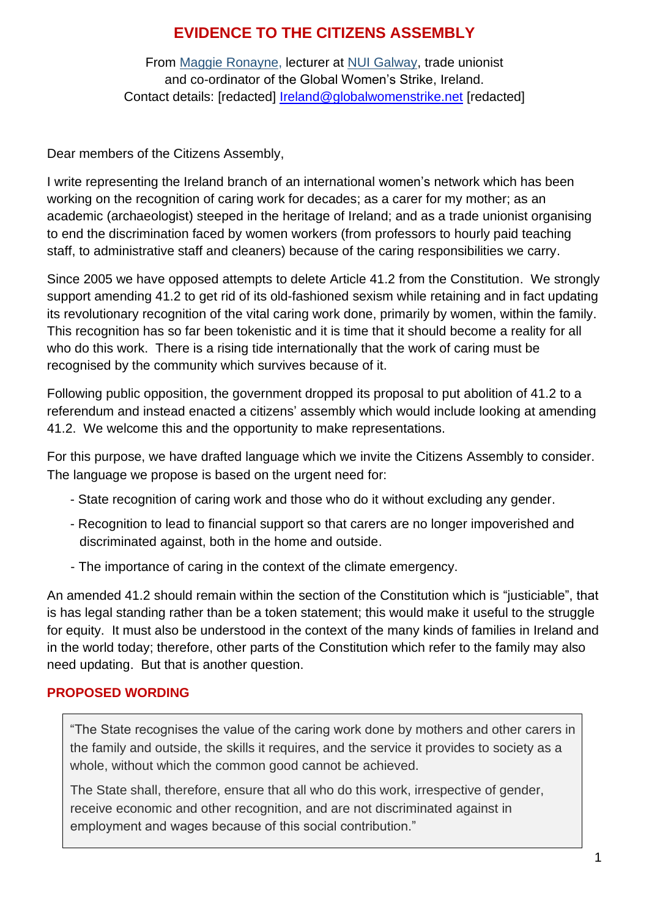# EVIDENCE TO THE CITIZENS ASSEMBLY

From Maggie Ronayne, lecturer at NUI Galway, trade unionist and co-ordinator of the Global Women's Strike, Ireland.
Contact details: [redacted] Ireland@globalwomenstrike.net [redacted]

Dear members of the Citizens Assembly,

I write representing the Ireland branch of an international women's network which has been working on the recognition of caring work for decades; as a carer for my mother; as an academic (archaeologist) steeped in the heritage of Ireland; and as a trade unionist organising to end the discrimination faced by women workers (from professors to hourly paid teaching staff, to administrative staff and cleaners) because of the caring responsibilities we carry.

Since 2005 we have opposed attempts to delete Article 41.2 from the Constitution. We strongly support amending 41.2 to get rid of its old-fashioned sexism while retaining and in fact updating its revolutionary recognition of the vital caring work done, primarily by women, within the family. This recognition has so far been tokenistic and it is time that it should become a reality for all who do this work. There is a rising tide internationally that the work of caring must be recognised by the community which survives because of it.

Following public opposition, the government dropped its proposal to put abolition of 41.2 to a referendum and instead enacted a citizens' assembly which would include looking at amending 41.2. We welcome this and the opportunity to make representations.

For this purpose, we have drafted language which we invite the Citizens Assembly to consider. The language we propose is based on the urgent need for:

- State recognition of caring work and those who do it without excluding any gender.
- Recognition to lead to financial support so that carers are no longer impoverished and discriminated against, both in the home and outside.
- The importance of caring in the context of the climate emergency.

An amended 41.2 should remain within the section of the Constitution which is "justiciable", that is has legal standing rather than be a token statement; this would make it useful to the struggle for equity. It must also be understood in the context of the many kinds of families in Ireland and in the world today; therefore, other parts of the Constitution which refer to the family may also need updating. But that is another question.

## PROPOSED WORDING

> "The State recognises the value of the caring work done by mothers and other carers in the family and outside, the skills it requires, and the service it provides to society as a whole, without which the common good cannot be achieved.
>
> The State shall, therefore, ensure that all who do this work, irrespective of gender, receive economic and other recognition, and are not discriminated against in employment and wages because of this social contribution."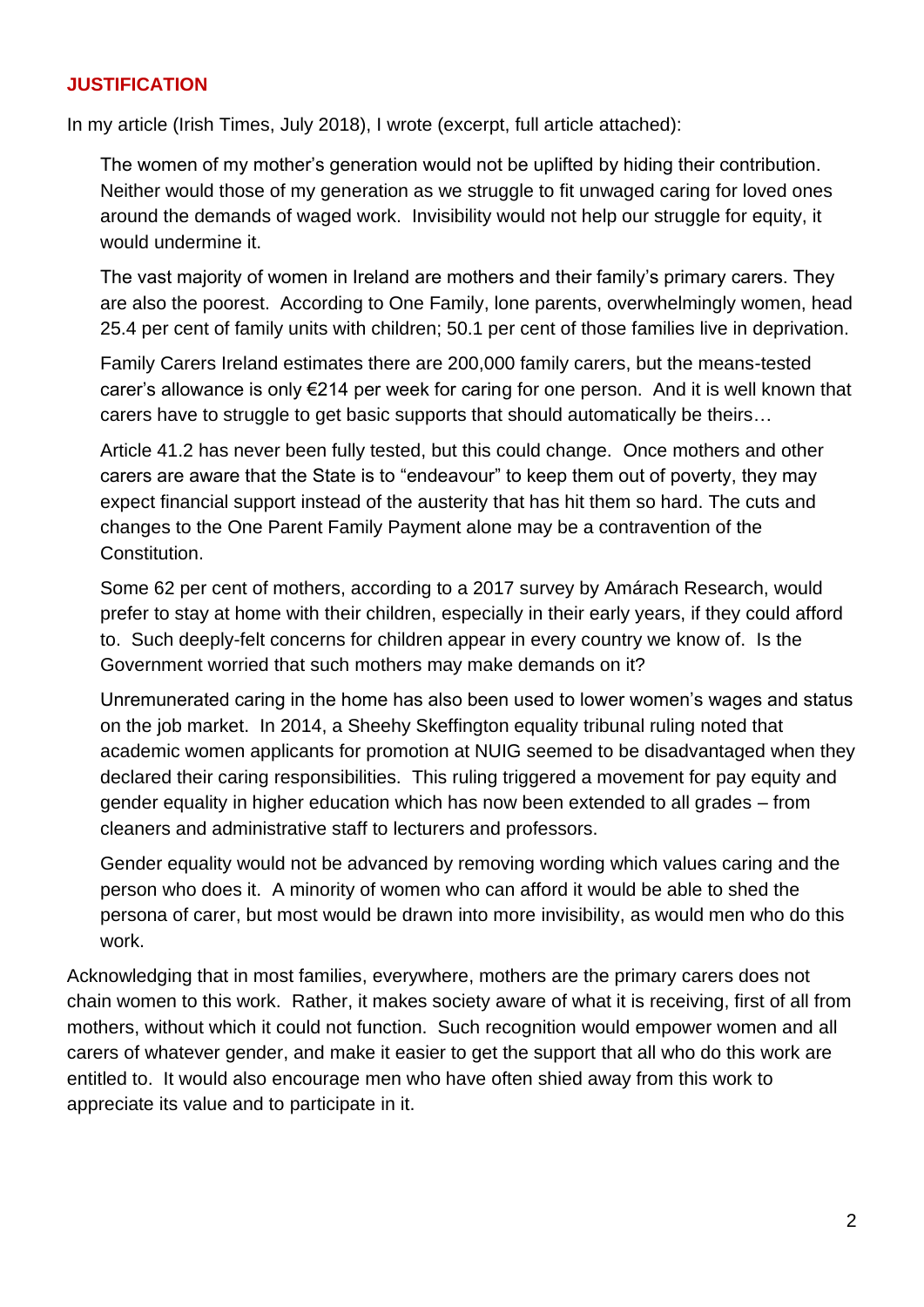## JUSTIFICATION

In my article (Irish Times, July 2018), I wrote (excerpt, full article attached):

> The women of my mother's generation would not be uplifted by hiding their contribution. Neither would those of my generation as we struggle to fit unwaged caring for loved ones around the demands of waged work. Invisibility would not help our struggle for equity, it would undermine it.
>
> The vast majority of women in Ireland are mothers and their family's primary carers. They are also the poorest. According to One Family, lone parents, overwhelmingly women, head 25.4 per cent of family units with children; 50.1 per cent of those families live in deprivation.
>
> Family Carers Ireland estimates there are 200,000 family carers, but the means-tested carer's allowance is only €214 per week for caring for one person. And it is well known that carers have to struggle to get basic supports that should automatically be theirs…
>
> Article 41.2 has never been fully tested, but this could change. Once mothers and other carers are aware that the State is to "endeavour" to keep them out of poverty, they may expect financial support instead of the austerity that has hit them so hard. The cuts and changes to the One Parent Family Payment alone may be a contravention of the Constitution.
>
> Some 62 per cent of mothers, according to a 2017 survey by Amárach Research, would prefer to stay at home with their children, especially in their early years, if they could afford to. Such deeply-felt concerns for children appear in every country we know of. Is the Government worried that such mothers may make demands on it?
>
> Unremunerated caring in the home has also been used to lower women's wages and status on the job market. In 2014, a Sheehy Skeffington equality tribunal ruling noted that academic women applicants for promotion at NUIG seemed to be disadvantaged when they declared their caring responsibilities. This ruling triggered a movement for pay equity and gender equality in higher education which has now been extended to all grades – from cleaners and administrative staff to lecturers and professors.
>
> Gender equality would not be advanced by removing wording which values caring and the person who does it. A minority of women who can afford it would be able to shed the persona of carer, but most would be drawn into more invisibility, as would men who do this work.

Acknowledging that in most families, everywhere, mothers are the primary carers does not chain women to this work. Rather, it makes society aware of what it is receiving, first of all from mothers, without which it could not function. Such recognition would empower women and all carers of whatever gender, and make it easier to get the support that all who do this work are entitled to. It would also encourage men who have often shied away from this work to appreciate its value and to participate in it.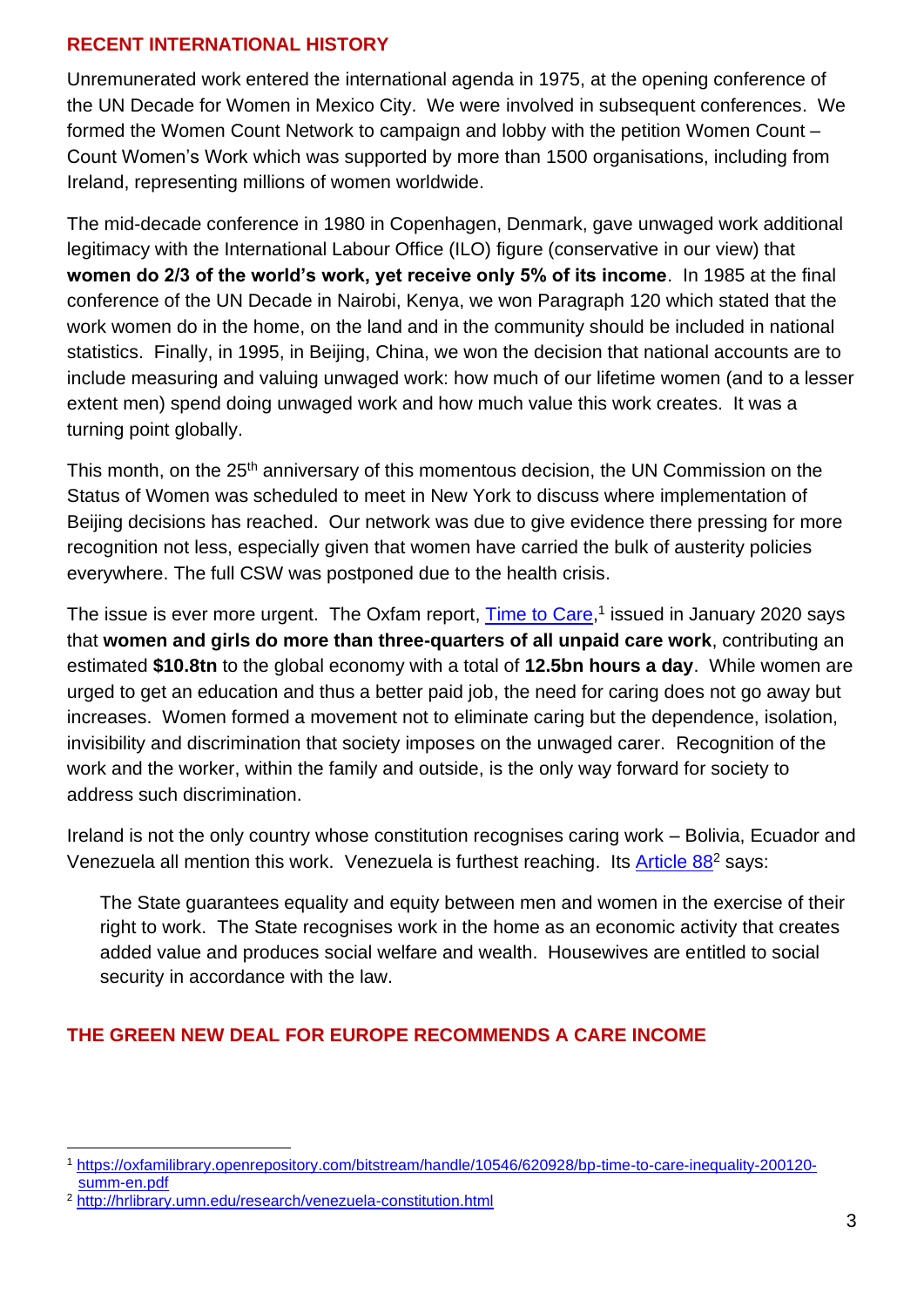## RECENT INTERNATIONAL HISTORY

Unremunerated work entered the international agenda in 1975, at the opening conference of the UN Decade for Women in Mexico City. We were involved in subsequent conferences. We formed the Women Count Network to campaign and lobby with the petition Women Count – Count Women's Work which was supported by more than 1500 organisations, including from Ireland, representing millions of women worldwide.

The mid-decade conference in 1980 in Copenhagen, Denmark, gave unwaged work additional legitimacy with the International Labour Office (ILO) figure (conservative in our view) that **women do 2/3 of the world's work, yet receive only 5% of its income**. In 1985 at the final conference of the UN Decade in Nairobi, Kenya, we won Paragraph 120 which stated that the work women do in the home, on the land and in the community should be included in national statistics. Finally, in 1995, in Beijing, China, we won the decision that national accounts are to include measuring and valuing unwaged work: how much of our lifetime women (and to a lesser extent men) spend doing unwaged work and how much value this work creates. It was a turning point globally.

This month, on the 25th anniversary of this momentous decision, the UN Commission on the Status of Women was scheduled to meet in New York to discuss where implementation of Beijing decisions has reached. Our network was due to give evidence there pressing for more recognition not less, especially given that women have carried the bulk of austerity policies everywhere. The full CSW was postponed due to the health crisis.

The issue is ever more urgent. The Oxfam report, Time to Care,[1] issued in January 2020 says that **women and girls do more than three-quarters of all unpaid care work**, contributing an estimated **$10.8tn** to the global economy with a total of **12.5bn hours a day**. While women are urged to get an education and thus a better paid job, the need for caring does not go away but increases. Women formed a movement not to eliminate caring but the dependence, isolation, invisibility and discrimination that society imposes on the unwaged carer. Recognition of the work and the worker, within the family and outside, is the only way forward for society to address such discrimination.

Ireland is not the only country whose constitution recognises caring work – Bolivia, Ecuador and Venezuela all mention this work. Venezuela is furthest reaching. Its Article 88[2] says:

> The State guarantees equality and equity between men and women in the exercise of their right to work. The State recognises work in the home as an economic activity that creates added value and produces social welfare and wealth. Housewives are entitled to social security in accordance with the law.

## THE GREEN NEW DEAL FOR EUROPE RECOMMENDS A CARE INCOME

---

[1] https://oxfamilibrary.openrepository.com/bitstream/handle/10546/620928/bp-time-to-care-inequality-200120-summ-en.pdf

[2] http://hrlibrary.umn.edu/research/venezuela-constitution.html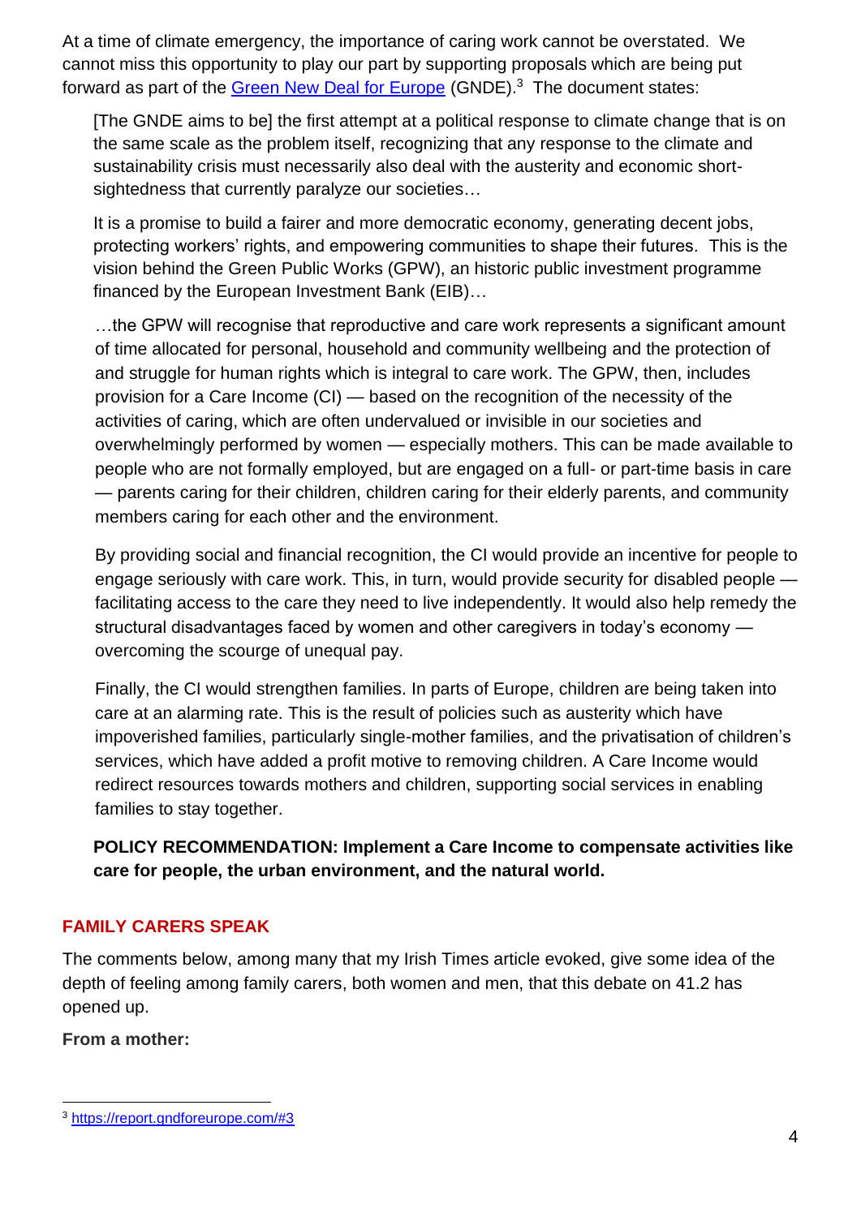At a time of climate emergency, the importance of caring work cannot be overstated. We cannot miss this opportunity to play our part by supporting proposals which are being put forward as part of the [Green New Deal for Europe](https://report.gndforeurope.com/#3) (GNDE).[3] The document states:

> [The GNDE aims to be] the first attempt at a political response to climate change that is on the same scale as the problem itself, recognizing that any response to the climate and sustainability crisis must necessarily also deal with the austerity and economic short-sightedness that currently paralyze our societies…
>
> It is a promise to build a fairer and more democratic economy, generating decent jobs, protecting workers' rights, and empowering communities to shape their futures. This is the vision behind the Green Public Works (GPW), an historic public investment programme financed by the European Investment Bank (EIB)…
>
> …the GPW will recognise that reproductive and care work represents a significant amount of time allocated for personal, household and community wellbeing and the protection of and struggle for human rights which is integral to care work. The GPW, then, includes provision for a Care Income (CI) — based on the recognition of the necessity of the activities of caring, which are often undervalued or invisible in our societies and overwhelmingly performed by women — especially mothers. This can be made available to people who are not formally employed, but are engaged on a full- or part-time basis in care — parents caring for their children, children caring for their elderly parents, and community members caring for each other and the environment.
>
> By providing social and financial recognition, the CI would provide an incentive for people to engage seriously with care work. This, in turn, would provide security for disabled people — facilitating access to the care they need to live independently. It would also help remedy the structural disadvantages faced by women and other caregivers in today's economy — overcoming the scourge of unequal pay.
>
> Finally, the CI would strengthen families. In parts of Europe, children are being taken into care at an alarming rate. This is the result of policies such as austerity which have impoverished families, particularly single-mother families, and the privatisation of children's services, which have added a profit motive to removing children. A Care Income would redirect resources towards mothers and children, supporting social services in enabling families to stay together.
>
> **POLICY RECOMMENDATION: Implement a Care Income to compensate activities like care for people, the urban environment, and the natural world.**

## FAMILY CARERS SPEAK

The comments below, among many that my Irish Times article evoked, give some idea of the depth of feeling among family carers, both women and men, that this debate on 41.2 has opened up.

**From a mother:**

[3] https://report.gndforeurope.com/#3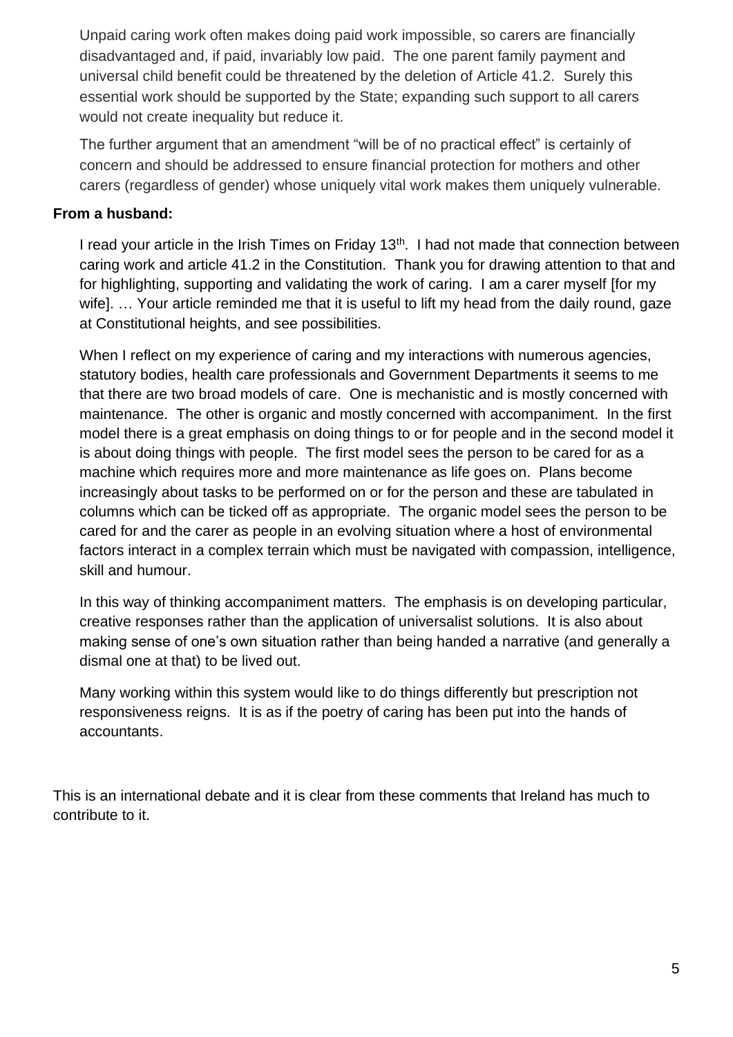Unpaid caring work often makes doing paid work impossible, so carers are financially disadvantaged and, if paid, invariably low paid. The one parent family payment and universal child benefit could be threatened by the deletion of Article 41.2. Surely this essential work should be supported by the State; expanding such support to all carers would not create inequality but reduce it.

The further argument that an amendment "will be of no practical effect" is certainly of concern and should be addressed to ensure financial protection for mothers and other carers (regardless of gender) whose uniquely vital work makes them uniquely vulnerable.

**From a husband:**

I read your article in the Irish Times on Friday 13th. I had not made that connection between caring work and article 41.2 in the Constitution. Thank you for drawing attention to that and for highlighting, supporting and validating the work of caring. I am a carer myself [for my wife]. … Your article reminded me that it is useful to lift my head from the daily round, gaze at Constitutional heights, and see possibilities.

When I reflect on my experience of caring and my interactions with numerous agencies, statutory bodies, health care professionals and Government Departments it seems to me that there are two broad models of care. One is mechanistic and is mostly concerned with maintenance. The other is organic and mostly concerned with accompaniment. In the first model there is a great emphasis on doing things to or for people and in the second model it is about doing things with people. The first model sees the person to be cared for as a machine which requires more and more maintenance as life goes on. Plans become increasingly about tasks to be performed on or for the person and these are tabulated in columns which can be ticked off as appropriate. The organic model sees the person to be cared for and the carer as people in an evolving situation where a host of environmental factors interact in a complex terrain which must be navigated with compassion, intelligence, skill and humour.

In this way of thinking accompaniment matters. The emphasis is on developing particular, creative responses rather than the application of universalist solutions. It is also about making sense of one's own situation rather than being handed a narrative (and generally a dismal one at that) to be lived out.

Many working within this system would like to do things differently but prescription not responsiveness reigns. It is as if the poetry of caring has been put into the hands of accountants.

This is an international debate and it is clear from these comments that Ireland has much to contribute to it.